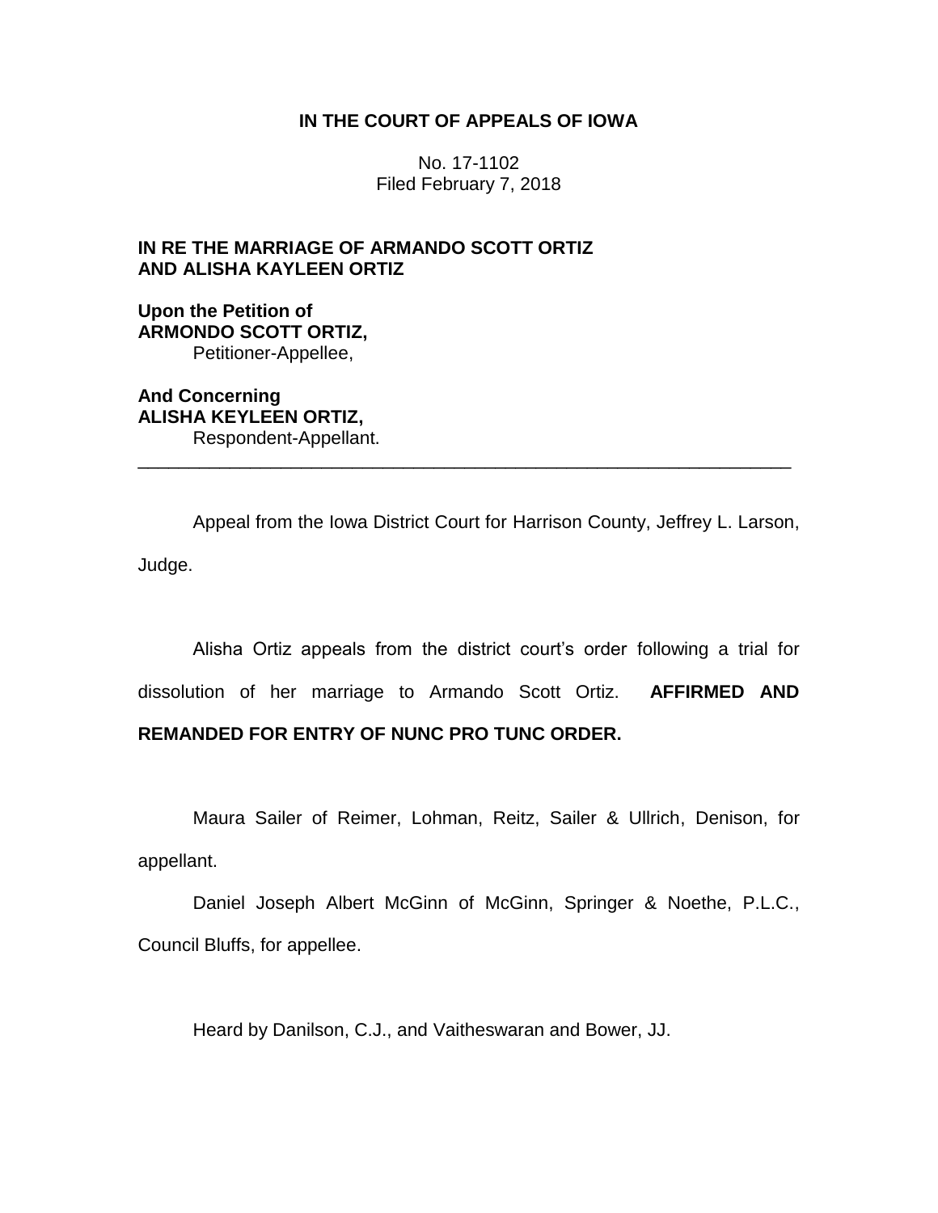**IN THE COURT OF APPEALS OF IOWA**

No. 17-1102
Filed February 7, 2018

**IN RE THE MARRIAGE OF ARMANDO SCOTT ORTIZ AND ALISHA KAYLEEN ORTIZ**

**Upon the Petition of**
**ARMONDO SCOTT ORTIZ,**
Petitioner-Appellee,

**And Concerning**
**ALISHA KEYLEEN ORTIZ,**
Respondent-Appellant.

---

Appeal from the Iowa District Court for Harrison County, Jeffrey L. Larson, Judge.

Alisha Ortiz appeals from the district court's order following a trial for dissolution of her marriage to Armando Scott Ortiz. **AFFIRMED AND REMANDED FOR ENTRY OF NUNC PRO TUNC ORDER.**

Maura Sailer of Reimer, Lohman, Reitz, Sailer & Ullrich, Denison, for appellant.

Daniel Joseph Albert McGinn of McGinn, Springer & Noethe, P.L.C., Council Bluffs, for appellee.

Heard by Danilson, C.J., and Vaitheswaran and Bower, JJ.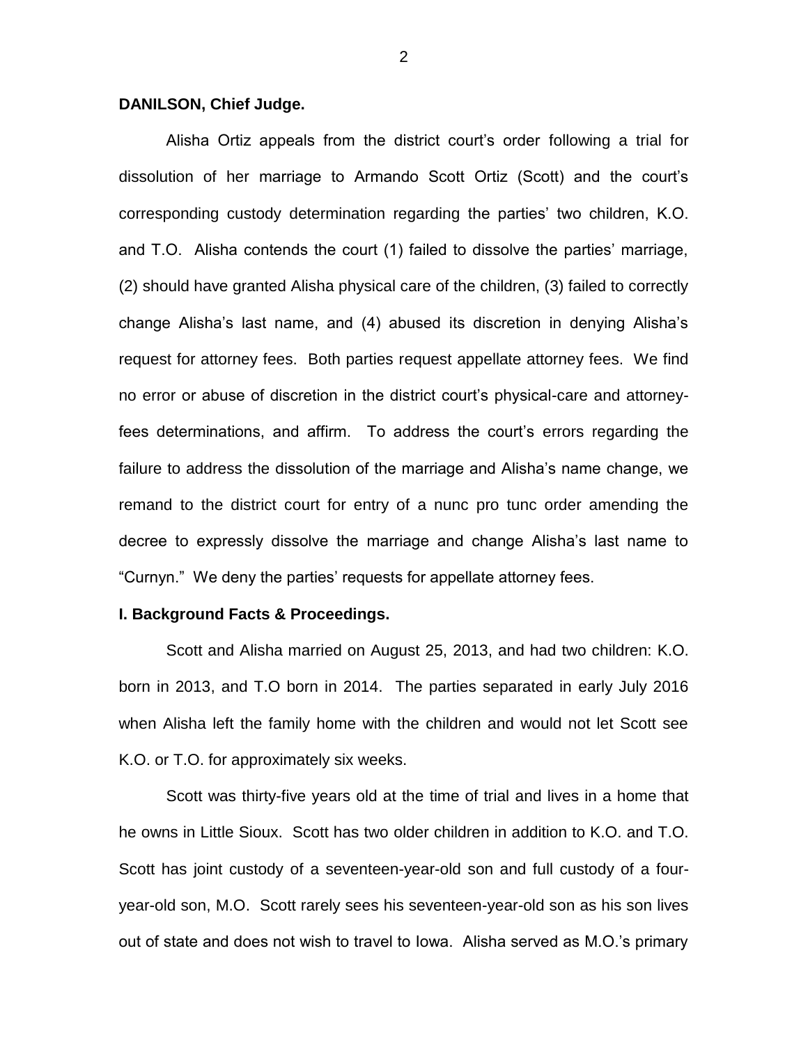**DANILSON, Chief Judge.**

Alisha Ortiz appeals from the district court's order following a trial for dissolution of her marriage to Armando Scott Ortiz (Scott) and the court's corresponding custody determination regarding the parties' two children, K.O. and T.O. Alisha contends the court (1) failed to dissolve the parties' marriage, (2) should have granted Alisha physical care of the children, (3) failed to correctly change Alisha's last name, and (4) abused its discretion in denying Alisha's request for attorney fees. Both parties request appellate attorney fees. We find no error or abuse of discretion in the district court's physical-care and attorney-fees determinations, and affirm. To address the court's errors regarding the failure to address the dissolution of the marriage and Alisha's name change, we remand to the district court for entry of a nunc pro tunc order amending the decree to expressly dissolve the marriage and change Alisha's last name to "Curnyn." We deny the parties' requests for appellate attorney fees.

**I. Background Facts & Proceedings.**

Scott and Alisha married on August 25, 2013, and had two children: K.O. born in 2013, and T.O born in 2014. The parties separated in early July 2016 when Alisha left the family home with the children and would not let Scott see K.O. or T.O. for approximately six weeks.

Scott was thirty-five years old at the time of trial and lives in a home that he owns in Little Sioux. Scott has two older children in addition to K.O. and T.O. Scott has joint custody of a seventeen-year-old son and full custody of a four-year-old son, M.O. Scott rarely sees his seventeen-year-old son as his son lives out of state and does not wish to travel to Iowa. Alisha served as M.O.'s primary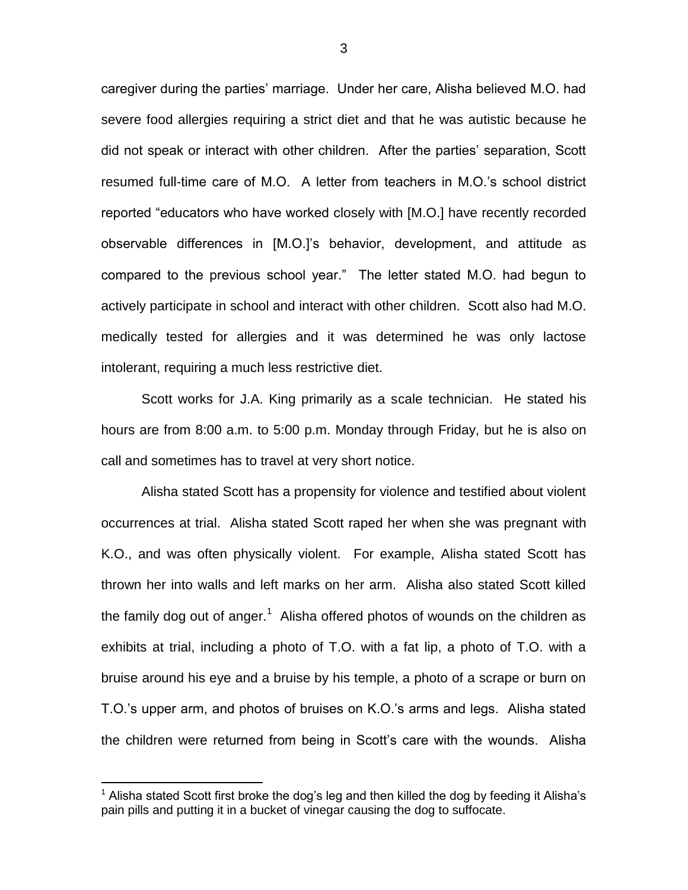caregiver during the parties' marriage. Under her care, Alisha believed M.O. had severe food allergies requiring a strict diet and that he was autistic because he did not speak or interact with other children. After the parties' separation, Scott resumed full-time care of M.O. A letter from teachers in M.O.'s school district reported "educators who have worked closely with [M.O.] have recently recorded observable differences in [M.O.]'s behavior, development, and attitude as compared to the previous school year." The letter stated M.O. had begun to actively participate in school and interact with other children. Scott also had M.O. medically tested for allergies and it was determined he was only lactose intolerant, requiring a much less restrictive diet.

Scott works for J.A. King primarily as a scale technician. He stated his hours are from 8:00 a.m. to 5:00 p.m. Monday through Friday, but he is also on call and sometimes has to travel at very short notice.

Alisha stated Scott has a propensity for violence and testified about violent occurrences at trial. Alisha stated Scott raped her when she was pregnant with K.O., and was often physically violent. For example, Alisha stated Scott has thrown her into walls and left marks on her arm. Alisha also stated Scott killed the family dog out of anger.[1] Alisha offered photos of wounds on the children as exhibits at trial, including a photo of T.O. with a fat lip, a photo of T.O. with a bruise around his eye and a bruise by his temple, a photo of a scrape or burn on T.O.'s upper arm, and photos of bruises on K.O.'s arms and legs. Alisha stated the children were returned from being in Scott's care with the wounds. Alisha

[1] Alisha stated Scott first broke the dog's leg and then killed the dog by feeding it Alisha's pain pills and putting it in a bucket of vinegar causing the dog to suffocate.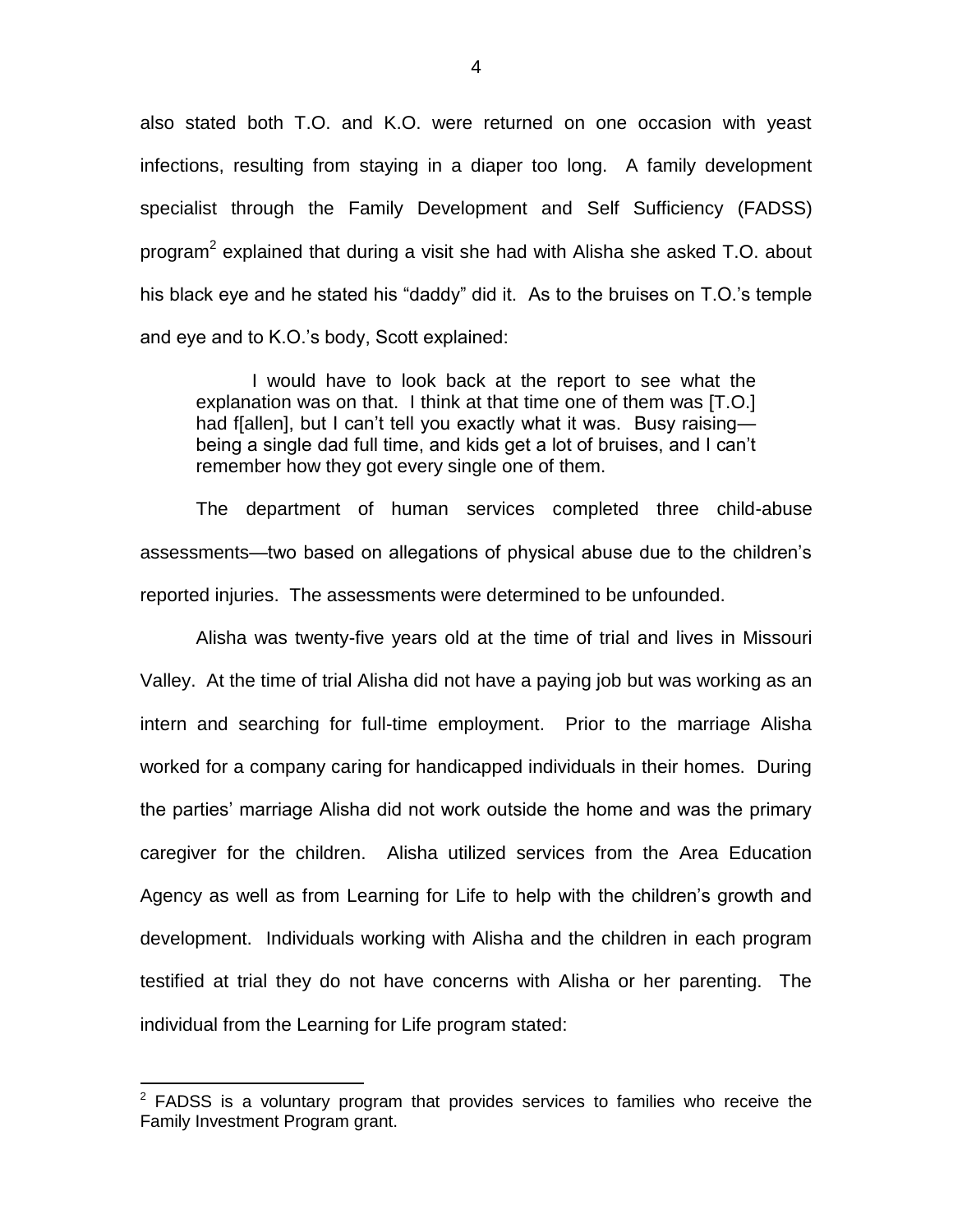also stated both T.O. and K.O. were returned on one occasion with yeast infections, resulting from staying in a diaper too long. A family development specialist through the Family Development and Self Sufficiency (FADSS) program[2] explained that during a visit she had with Alisha she asked T.O. about his black eye and he stated his "daddy" did it. As to the bruises on T.O.'s temple and eye and to K.O.'s body, Scott explained:

> I would have to look back at the report to see what the explanation was on that. I think at that time one of them was [T.O.] had f[allen], but I can't tell you exactly what it was. Busy raising—being a single dad full time, and kids get a lot of bruises, and I can't remember how they got every single one of them.

The department of human services completed three child-abuse assessments—two based on allegations of physical abuse due to the children's reported injuries. The assessments were determined to be unfounded.

Alisha was twenty-five years old at the time of trial and lives in Missouri Valley. At the time of trial Alisha did not have a paying job but was working as an intern and searching for full-time employment. Prior to the marriage Alisha worked for a company caring for handicapped individuals in their homes. During the parties' marriage Alisha did not work outside the home and was the primary caregiver for the children. Alisha utilized services from the Area Education Agency as well as from Learning for Life to help with the children's growth and development. Individuals working with Alisha and the children in each program testified at trial they do not have concerns with Alisha or her parenting. The individual from the Learning for Life program stated:

---

[2] FADSS is a voluntary program that provides services to families who receive the Family Investment Program grant.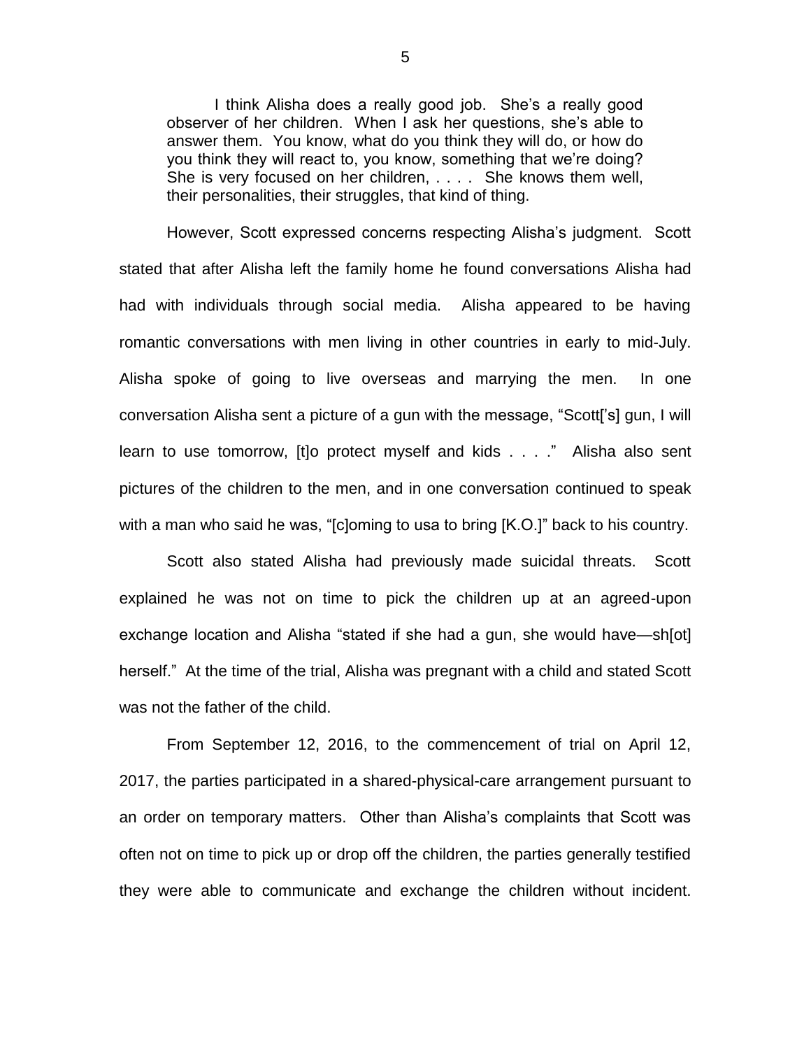> I think Alisha does a really good job. She's a really good observer of her children. When I ask her questions, she's able to answer them. You know, what do you think they will do, or how do you think they will react to, you know, something that we're doing? She is very focused on her children, . . . . She knows them well, their personalities, their struggles, that kind of thing.

However, Scott expressed concerns respecting Alisha's judgment. Scott stated that after Alisha left the family home he found conversations Alisha had had with individuals through social media. Alisha appeared to be having romantic conversations with men living in other countries in early to mid-July. Alisha spoke of going to live overseas and marrying the men. In one conversation Alisha sent a picture of a gun with the message, "Scott['s] gun, I will learn to use tomorrow, [t]o protect myself and kids . . . ." Alisha also sent pictures of the children to the men, and in one conversation continued to speak with a man who said he was, "[c]oming to usa to bring [K.O.]" back to his country.

Scott also stated Alisha had previously made suicidal threats. Scott explained he was not on time to pick the children up at an agreed-upon exchange location and Alisha "stated if she had a gun, she would have—sh[ot] herself." At the time of the trial, Alisha was pregnant with a child and stated Scott was not the father of the child.

From September 12, 2016, to the commencement of trial on April 12, 2017, the parties participated in a shared-physical-care arrangement pursuant to an order on temporary matters. Other than Alisha's complaints that Scott was often not on time to pick up or drop off the children, the parties generally testified they were able to communicate and exchange the children without incident.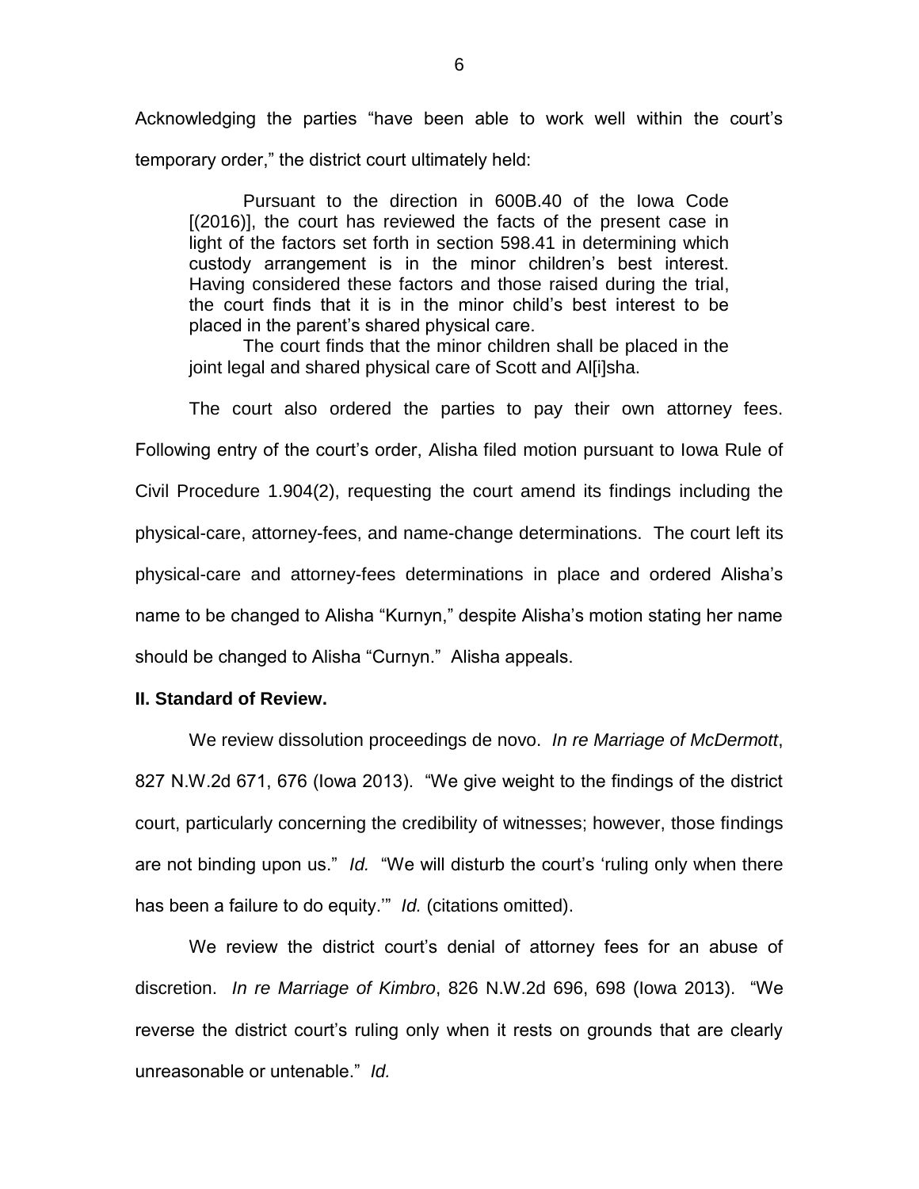Acknowledging the parties "have been able to work well within the court's temporary order," the district court ultimately held:

> Pursuant to the direction in 600B.40 of the Iowa Code [(2016)], the court has reviewed the facts of the present case in light of the factors set forth in section 598.41 in determining which custody arrangement is in the minor children's best interest. Having considered these factors and those raised during the trial, the court finds that it is in the minor child's best interest to be placed in the parent's shared physical care.
>
> The court finds that the minor children shall be placed in the joint legal and shared physical care of Scott and Al[i]sha.

The court also ordered the parties to pay their own attorney fees. Following entry of the court's order, Alisha filed motion pursuant to Iowa Rule of Civil Procedure 1.904(2), requesting the court amend its findings including the physical-care, attorney-fees, and name-change determinations. The court left its physical-care and attorney-fees determinations in place and ordered Alisha's name to be changed to Alisha "Kurnyn," despite Alisha's motion stating her name should be changed to Alisha "Curnyn." Alisha appeals.

**II. Standard of Review.**

We review dissolution proceedings de novo. *In re Marriage of McDermott*, 827 N.W.2d 671, 676 (Iowa 2013). "We give weight to the findings of the district court, particularly concerning the credibility of witnesses; however, those findings are not binding upon us." *Id.* "We will disturb the court's 'ruling only when there has been a failure to do equity.'" *Id.* (citations omitted).

We review the district court's denial of attorney fees for an abuse of discretion. *In re Marriage of Kimbro*, 826 N.W.2d 696, 698 (Iowa 2013). "We reverse the district court's ruling only when it rests on grounds that are clearly unreasonable or untenable." *Id.*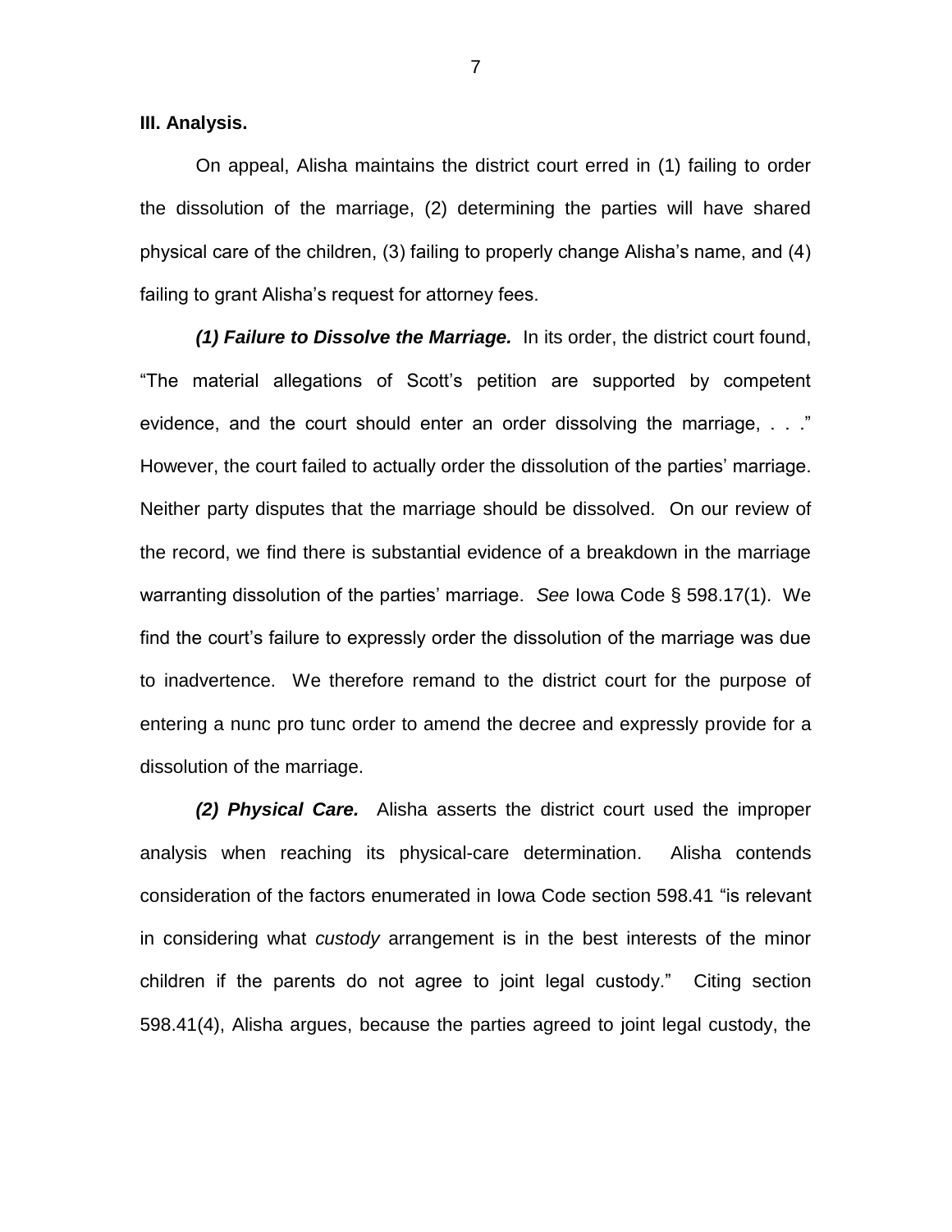**III. Analysis.**

On appeal, Alisha maintains the district court erred in (1) failing to order the dissolution of the marriage, (2) determining the parties will have shared physical care of the children, (3) failing to properly change Alisha's name, and (4) failing to grant Alisha's request for attorney fees.

***(1) Failure to Dissolve the Marriage.*** In its order, the district court found, "The material allegations of Scott's petition are supported by competent evidence, and the court should enter an order dissolving the marriage, . . ." However, the court failed to actually order the dissolution of the parties' marriage. Neither party disputes that the marriage should be dissolved. On our review of the record, we find there is substantial evidence of a breakdown in the marriage warranting dissolution of the parties' marriage. *See* Iowa Code § 598.17(1). We find the court's failure to expressly order the dissolution of the marriage was due to inadvertence. We therefore remand to the district court for the purpose of entering a nunc pro tunc order to amend the decree and expressly provide for a dissolution of the marriage.

***(2) Physical Care.*** Alisha asserts the district court used the improper analysis when reaching its physical-care determination. Alisha contends consideration of the factors enumerated in Iowa Code section 598.41 "is relevant in considering what *custody* arrangement is in the best interests of the minor children if the parents do not agree to joint legal custody." Citing section 598.41(4), Alisha argues, because the parties agreed to joint legal custody, the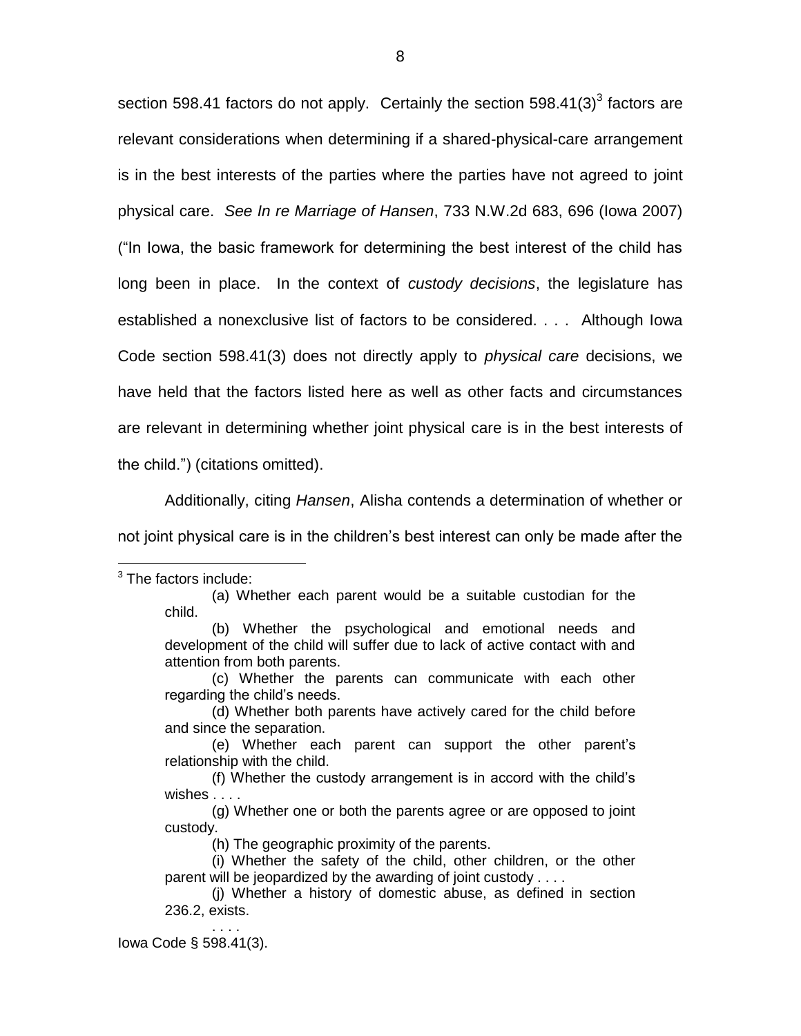section 598.41 factors do not apply. Certainly the section 598.41(3)[3] factors are relevant considerations when determining if a shared-physical-care arrangement is in the best interests of the parties where the parties have not agreed to joint physical care. *See In re Marriage of Hansen*, 733 N.W.2d 683, 696 (Iowa 2007) ("In Iowa, the basic framework for determining the best interest of the child has long been in place. In the context of *custody decisions*, the legislature has established a nonexclusive list of factors to be considered. . . . Although Iowa Code section 598.41(3) does not directly apply to *physical care* decisions, we have held that the factors listed here as well as other facts and circumstances are relevant in determining whether joint physical care is in the best interests of the child.") (citations omitted).

Additionally, citing *Hansen*, Alisha contends a determination of whether or not joint physical care is in the children's best interest can only be made after the

---

[3] The factors include:

> (a) Whether each parent would be a suitable custodian for the child.
>
> (b) Whether the psychological and emotional needs and development of the child will suffer due to lack of active contact with and attention from both parents.
>
> (c) Whether the parents can communicate with each other regarding the child's needs.
>
> (d) Whether both parents have actively cared for the child before and since the separation.
>
> (e) Whether each parent can support the other parent's relationship with the child.
>
> (f) Whether the custody arrangement is in accord with the child's wishes . . . .
>
> (g) Whether one or both the parents agree or are opposed to joint custody.
>
> (h) The geographic proximity of the parents.
>
> (i) Whether the safety of the child, other children, or the other parent will be jeopardized by the awarding of joint custody . . . .
>
> (j) Whether a history of domestic abuse, as defined in section 236.2, exists.
>
> . . . .

Iowa Code § 598.41(3).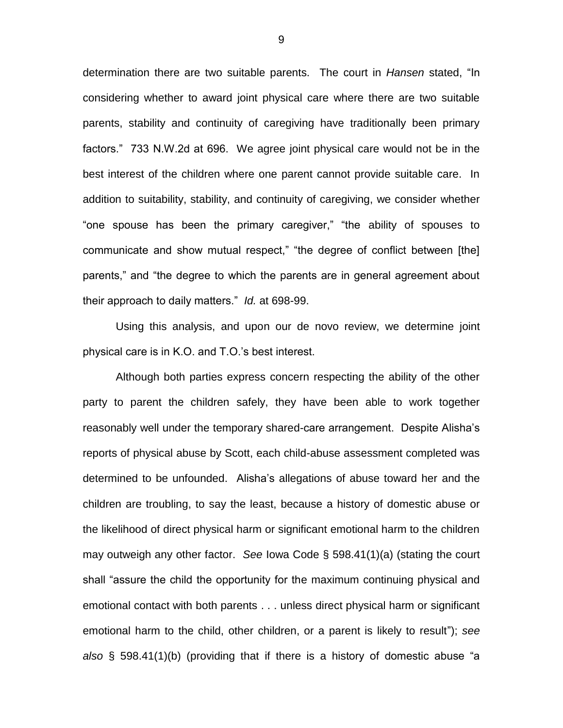determination there are two suitable parents. The court in *Hansen* stated, "In considering whether to award joint physical care where there are two suitable parents, stability and continuity of caregiving have traditionally been primary factors." 733 N.W.2d at 696. We agree joint physical care would not be in the best interest of the children where one parent cannot provide suitable care. In addition to suitability, stability, and continuity of caregiving, we consider whether "one spouse has been the primary caregiver," "the ability of spouses to communicate and show mutual respect," "the degree of conflict between [the] parents," and "the degree to which the parents are in general agreement about their approach to daily matters." *Id.* at 698-99.

Using this analysis, and upon our de novo review, we determine joint physical care is in K.O. and T.O.'s best interest.

Although both parties express concern respecting the ability of the other party to parent the children safely, they have been able to work together reasonably well under the temporary shared-care arrangement. Despite Alisha's reports of physical abuse by Scott, each child-abuse assessment completed was determined to be unfounded. Alisha's allegations of abuse toward her and the children are troubling, to say the least, because a history of domestic abuse or the likelihood of direct physical harm or significant emotional harm to the children may outweigh any other factor. *See* Iowa Code § 598.41(1)(a) (stating the court shall "assure the child the opportunity for the maximum continuing physical and emotional contact with both parents . . . unless direct physical harm or significant emotional harm to the child, other children, or a parent is likely to result"); *see also* § 598.41(1)(b) (providing that if there is a history of domestic abuse "a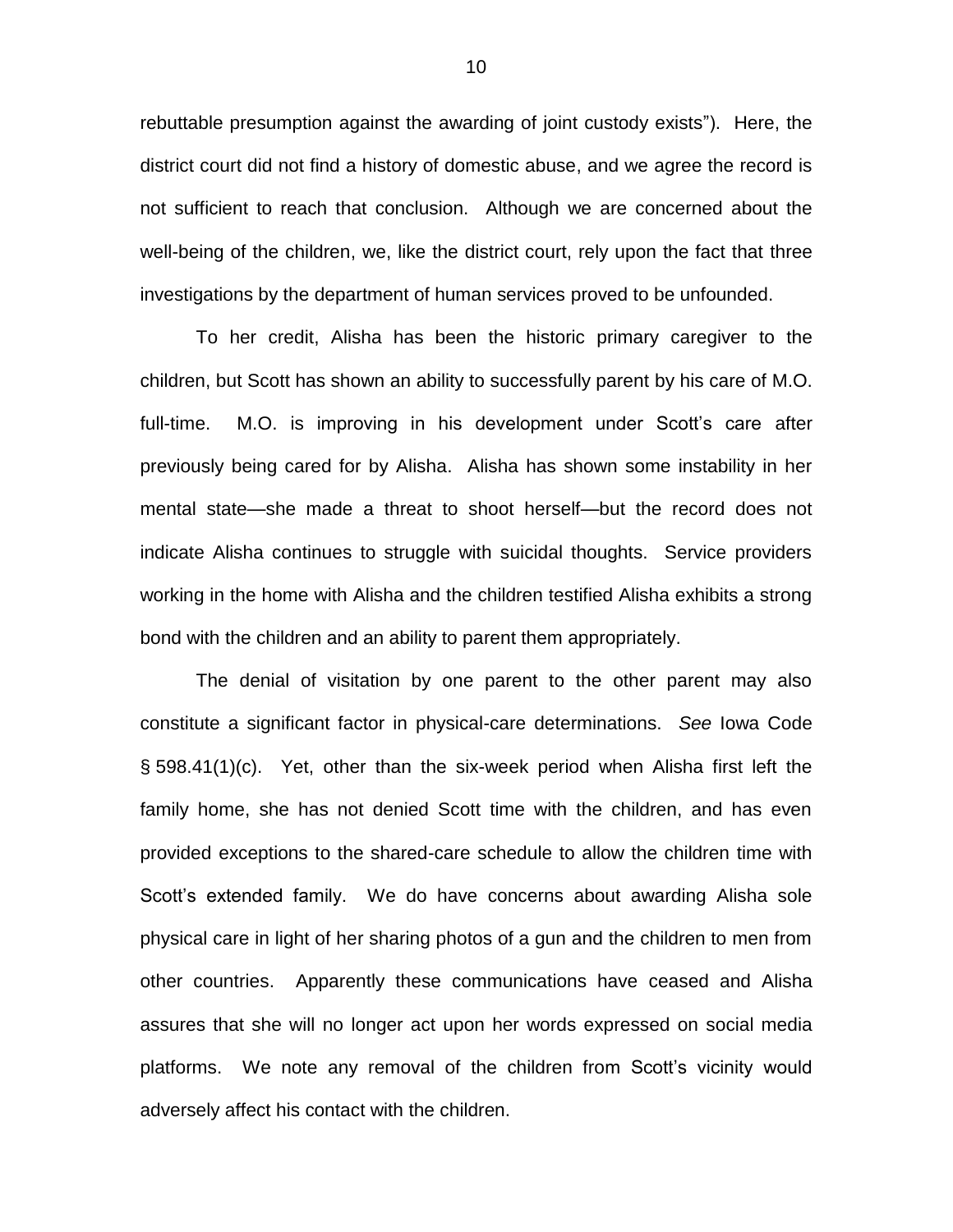rebuttable presumption against the awarding of joint custody exists"). Here, the district court did not find a history of domestic abuse, and we agree the record is not sufficient to reach that conclusion. Although we are concerned about the well-being of the children, we, like the district court, rely upon the fact that three investigations by the department of human services proved to be unfounded.

To her credit, Alisha has been the historic primary caregiver to the children, but Scott has shown an ability to successfully parent by his care of M.O. full-time. M.O. is improving in his development under Scott's care after previously being cared for by Alisha. Alisha has shown some instability in her mental state—she made a threat to shoot herself—but the record does not indicate Alisha continues to struggle with suicidal thoughts. Service providers working in the home with Alisha and the children testified Alisha exhibits a strong bond with the children and an ability to parent them appropriately.

The denial of visitation by one parent to the other parent may also constitute a significant factor in physical-care determinations. *See* Iowa Code § 598.41(1)(c). Yet, other than the six-week period when Alisha first left the family home, she has not denied Scott time with the children, and has even provided exceptions to the shared-care schedule to allow the children time with Scott's extended family. We do have concerns about awarding Alisha sole physical care in light of her sharing photos of a gun and the children to men from other countries. Apparently these communications have ceased and Alisha assures that she will no longer act upon her words expressed on social media platforms. We note any removal of the children from Scott's vicinity would adversely affect his contact with the children.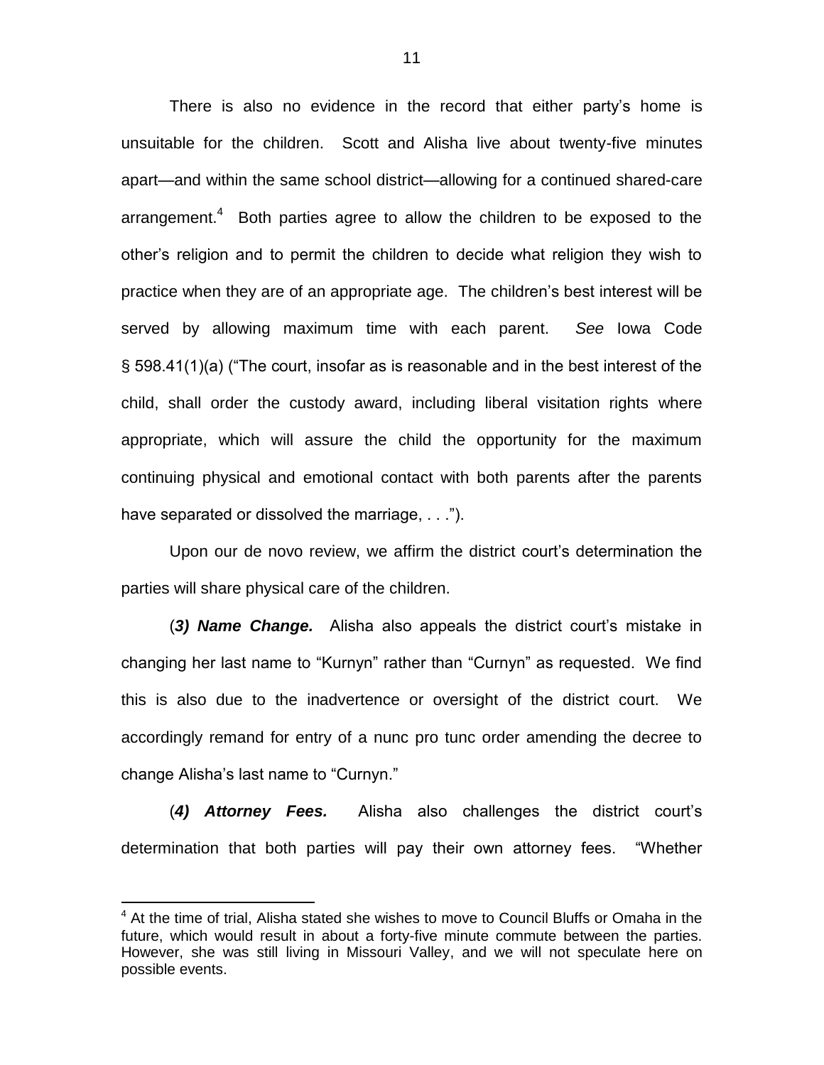There is also no evidence in the record that either party's home is unsuitable for the children. Scott and Alisha live about twenty-five minutes apart—and within the same school district—allowing for a continued shared-care arrangement.[4] Both parties agree to allow the children to be exposed to the other's religion and to permit the children to decide what religion they wish to practice when they are of an appropriate age. The children's best interest will be served by allowing maximum time with each parent. *See* Iowa Code § 598.41(1)(a) ("The court, insofar as is reasonable and in the best interest of the child, shall order the custody award, including liberal visitation rights where appropriate, which will assure the child the opportunity for the maximum continuing physical and emotional contact with both parents after the parents have separated or dissolved the marriage, . . .").

Upon our de novo review, we affirm the district court's determination the parties will share physical care of the children.

(***3) Name Change.*** Alisha also appeals the district court's mistake in changing her last name to "Kurnyn" rather than "Curnyn" as requested. We find this is also due to the inadvertence or oversight of the district court. We accordingly remand for entry of a nunc pro tunc order amending the decree to change Alisha's last name to "Curnyn."

(***4) Attorney Fees.*** Alisha also challenges the district court's determination that both parties will pay their own attorney fees. "Whether

[4] At the time of trial, Alisha stated she wishes to move to Council Bluffs or Omaha in the future, which would result in about a forty-five minute commute between the parties. However, she was still living in Missouri Valley, and we will not speculate here on possible events.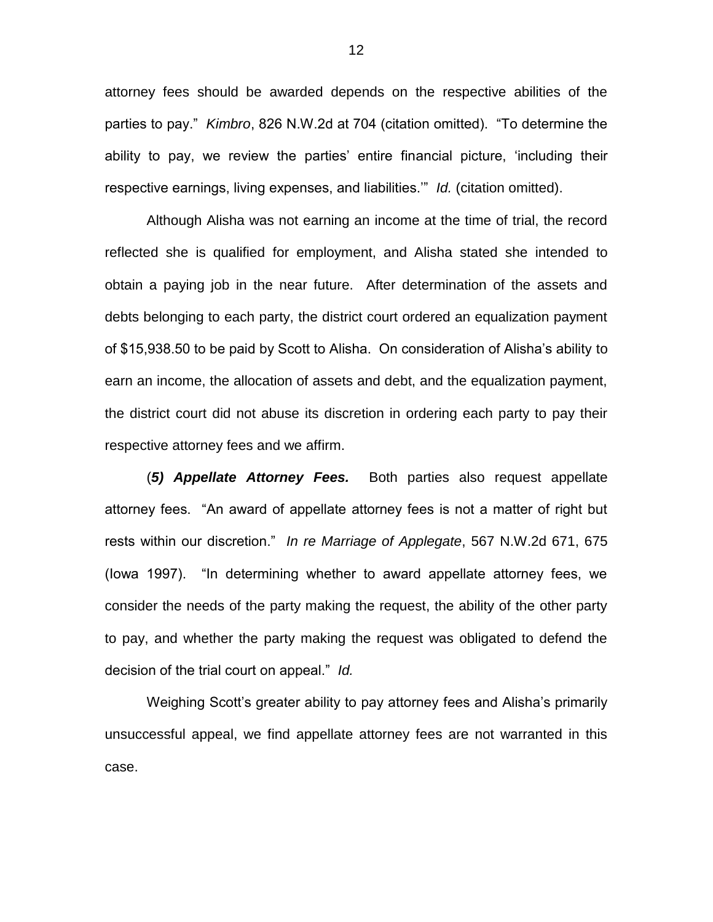attorney fees should be awarded depends on the respective abilities of the parties to pay." *Kimbro*, 826 N.W.2d at 704 (citation omitted). "To determine the ability to pay, we review the parties' entire financial picture, 'including their respective earnings, living expenses, and liabilities.'" *Id.* (citation omitted).

Although Alisha was not earning an income at the time of trial, the record reflected she is qualified for employment, and Alisha stated she intended to obtain a paying job in the near future. After determination of the assets and debts belonging to each party, the district court ordered an equalization payment of $15,938.50 to be paid by Scott to Alisha. On consideration of Alisha's ability to earn an income, the allocation of assets and debt, and the equalization payment, the district court did not abuse its discretion in ordering each party to pay their respective attorney fees and we affirm.

(***5) Appellate Attorney Fees.*** Both parties also request appellate attorney fees. "An award of appellate attorney fees is not a matter of right but rests within our discretion." *In re Marriage of Applegate*, 567 N.W.2d 671, 675 (Iowa 1997). "In determining whether to award appellate attorney fees, we consider the needs of the party making the request, the ability of the other party to pay, and whether the party making the request was obligated to defend the decision of the trial court on appeal." *Id.*

Weighing Scott's greater ability to pay attorney fees and Alisha's primarily unsuccessful appeal, we find appellate attorney fees are not warranted in this case.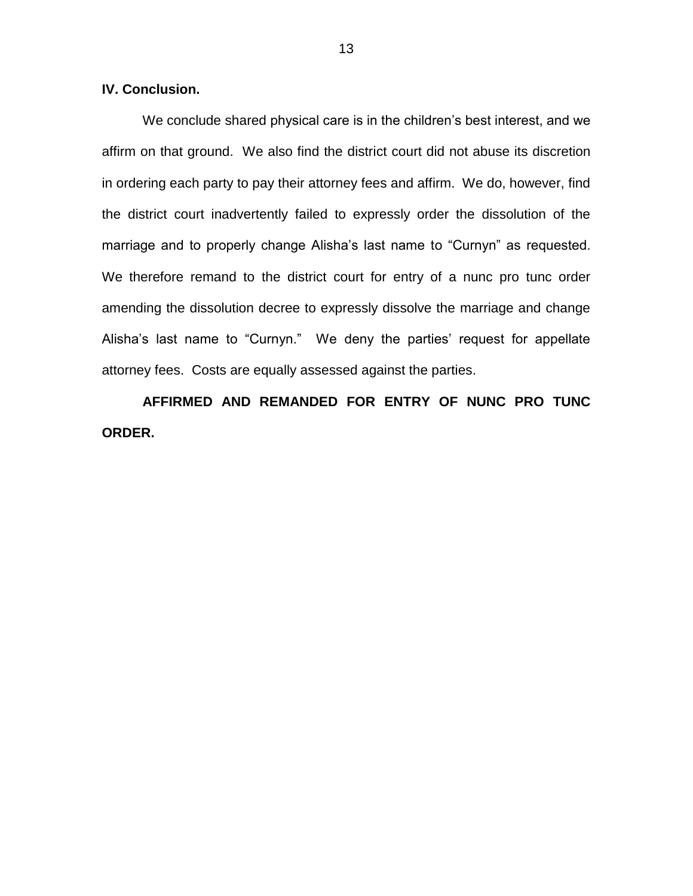**IV. Conclusion.**

We conclude shared physical care is in the children's best interest, and we affirm on that ground. We also find the district court did not abuse its discretion in ordering each party to pay their attorney fees and affirm. We do, however, find the district court inadvertently failed to expressly order the dissolution of the marriage and to properly change Alisha's last name to "Curnyn" as requested. We therefore remand to the district court for entry of a nunc pro tunc order amending the dissolution decree to expressly dissolve the marriage and change Alisha's last name to "Curnyn." We deny the parties' request for appellate attorney fees. Costs are equally assessed against the parties.

**AFFIRMED AND REMANDED FOR ENTRY OF NUNC PRO TUNC ORDER.**